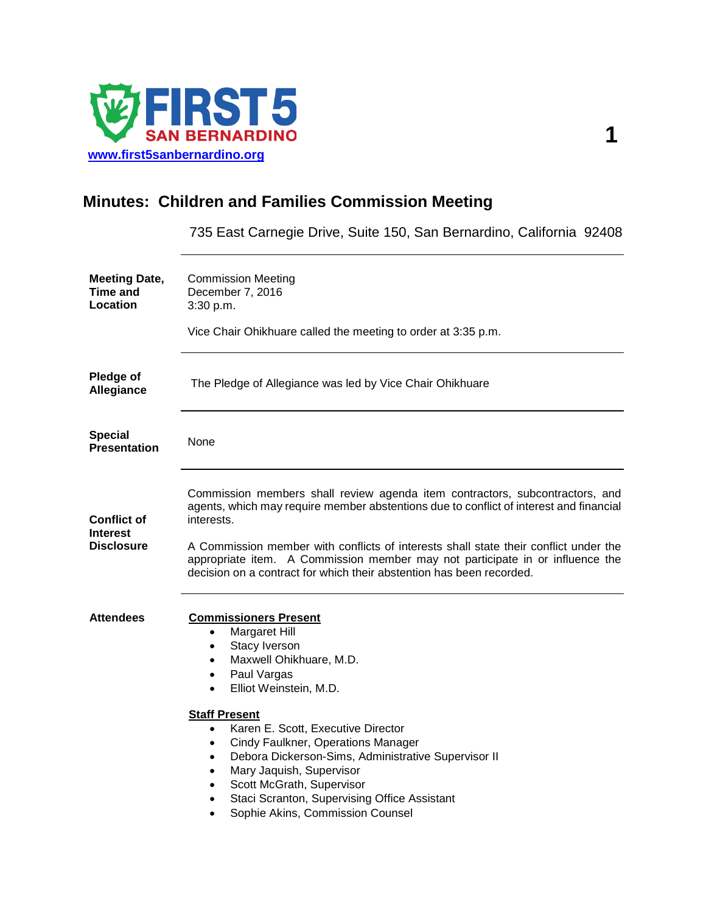**FIRST 5 SAN BERNARDINO**
[www.first5sanbernardino.org](http://www.first5sanbernardino.org)

# Minutes: Children and Families Commission Meeting

735 East Carnegie Drive, Suite 150, San Bernardino, California 92408

---

**Meeting Date, Time and Location**

Commission Meeting
December 7, 2016
3:30 p.m.

Vice Chair Ohikhuare called the meeting to order at 3:35 p.m.

---

**Pledge of Allegiance**

The Pledge of Allegiance was led by Vice Chair Ohikhuare

---

**Special Presentation**

None

---

**Conflict of Interest Disclosure**

Commission members shall review agenda item contractors, subcontractors, and agents, which may require member abstentions due to conflict of interest and financial interests.

A Commission member with conflicts of interests shall state their conflict under the appropriate item. A Commission member may not participate in or influence the decision on a contract for which their abstention has been recorded.

---

**Attendees**

**Commissioners Present**

- Margaret Hill
- Stacy Iverson
- Maxwell Ohikhuare, M.D.
- Paul Vargas
- Elliot Weinstein, M.D.

**Staff Present**

- Karen E. Scott, Executive Director
- Cindy Faulkner, Operations Manager
- Debora Dickerson-Sims, Administrative Supervisor II
- Mary Jaquish, Supervisor
- Scott McGrath, Supervisor
- Staci Scranton, Supervising Office Assistant
- Sophie Akins, Commission Counsel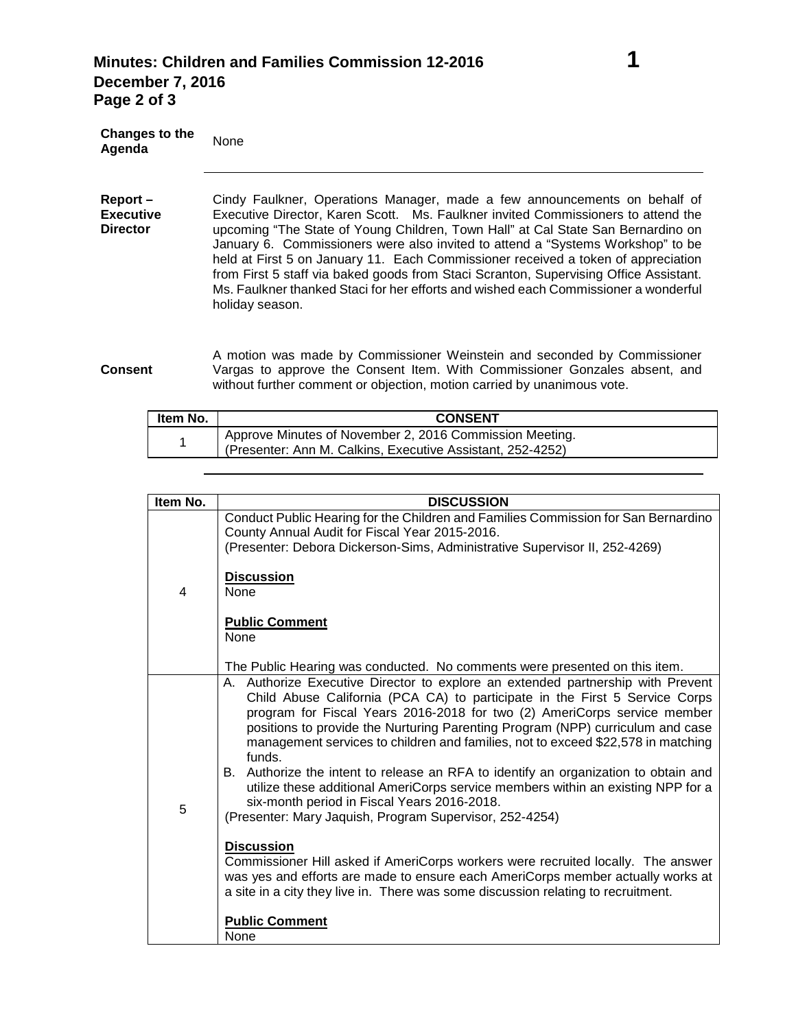**Changes to the Agenda** None

---

**Report – Executive Director**

Cindy Faulkner, Operations Manager, made a few announcements on behalf of Executive Director, Karen Scott. Ms. Faulkner invited Commissioners to attend the upcoming "The State of Young Children, Town Hall" at Cal State San Bernardino on January 6. Commissioners were also invited to attend a "Systems Workshop" to be held at First 5 on January 11. Each Commissioner received a token of appreciation from First 5 staff via baked goods from Staci Scranton, Supervising Office Assistant. Ms. Faulkner thanked Staci for her efforts and wished each Commissioner a wonderful holiday season.

**Consent**

A motion was made by Commissioner Weinstein and seconded by Commissioner Vargas to approve the Consent Item. With Commissioner Gonzales absent, and without further comment or objection, motion carried by unanimous vote.

| Item No. | CONSENT |
|---|---|
| 1 | Approve Minutes of November 2, 2016 Commission Meeting.<br>(Presenter: Ann M. Calkins, Executive Assistant, 252-4252) |

---

| Item No. | DISCUSSION |
|---|---|
| 4 | Conduct Public Hearing for the Children and Families Commission for San Bernardino County Annual Audit for Fiscal Year 2015-2016.<br>(Presenter: Debora Dickerson-Sims, Administrative Supervisor II, 252-4269)<br><br>**Discussion**<br>None<br><br>**Public Comment**<br>None<br><br>The Public Hearing was conducted. No comments were presented on this item. |
| 5 | A. Authorize Executive Director to explore an extended partnership with Prevent Child Abuse California (PCA CA) to participate in the First 5 Service Corps program for Fiscal Years 2016-2018 for two (2) AmeriCorps service member positions to provide the Nurturing Parenting Program (NPP) curriculum and case management services to children and families, not to exceed $22,578 in matching funds.<br>B. Authorize the intent to release an RFA to identify an organization to obtain and utilize these additional AmeriCorps service members within an existing NPP for a six-month period in Fiscal Years 2016-2018.<br>(Presenter: Mary Jaquish, Program Supervisor, 252-4254)<br><br>**Discussion**<br>Commissioner Hill asked if AmeriCorps workers were recruited locally. The answer was yes and efforts are made to ensure each AmeriCorps member actually works at a site in a city they live in. There was some discussion relating to recruitment.<br><br>**Public Comment**<br>None |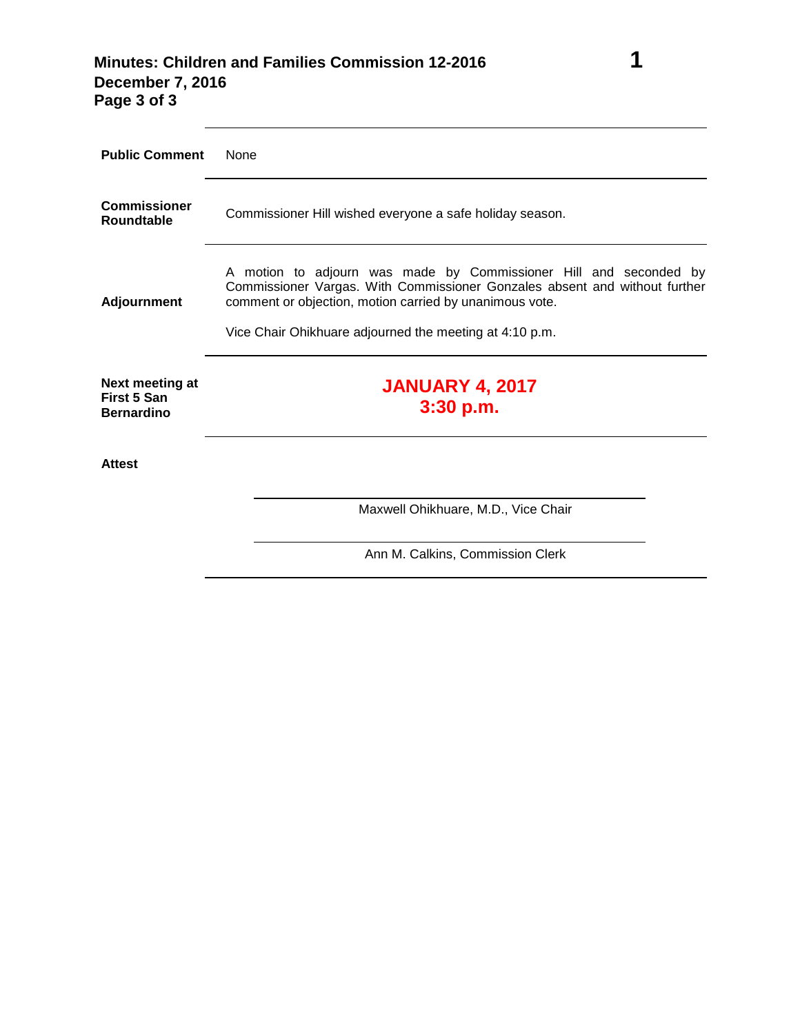**Public Comment**

None

**Commissioner Roundtable**

Commissioner Hill wished everyone a safe holiday season.

**Adjournment**

A motion to adjourn was made by Commissioner Hill and seconded by Commissioner Vargas. With Commissioner Gonzales absent and without further comment or objection, motion carried by unanimous vote.

Vice Chair Ohikhuare adjourned the meeting at 4:10 p.m.

**Next meeting at First 5 San Bernardino**

**JANUARY 4, 2017**
**3:30 p.m.**

**Attest**

\_\_\_\_\_\_\_\_\_\_\_\_\_\_\_\_\_\_\_\_\_\_\_\_\_\_\_\_\_\_\_\_\_\_\_\_\_\_\_\_
Maxwell Ohikhuare, M.D., Vice Chair

\_\_\_\_\_\_\_\_\_\_\_\_\_\_\_\_\_\_\_\_\_\_\_\_\_\_\_\_\_\_\_\_\_\_\_\_\_\_\_\_
Ann M. Calkins, Commission Clerk